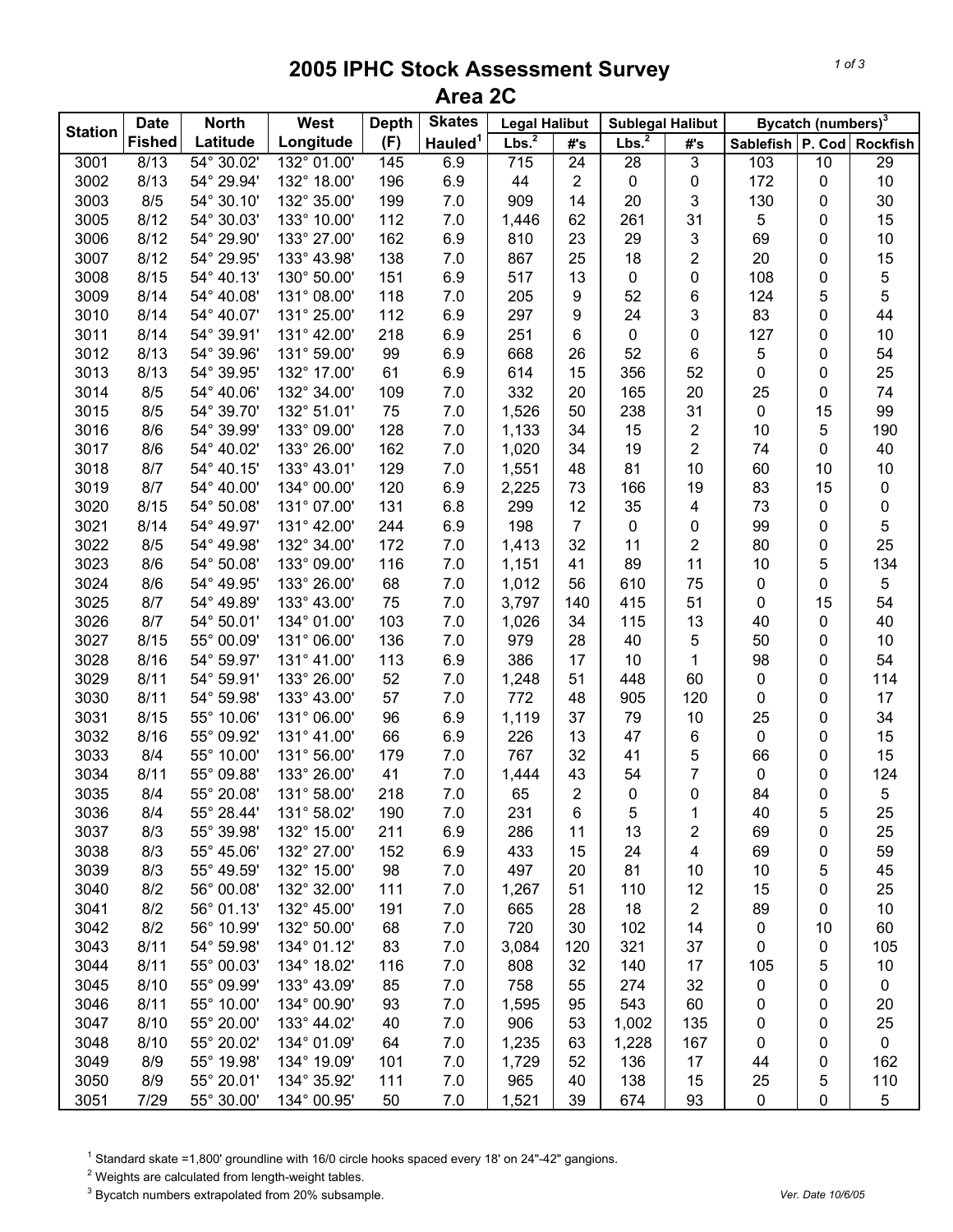# 2005 IPHC Stock Assessment Survey
## Area 2C

| Station | Date Fished | North Latitude | West Longitude | Depth (F) | Skates Hauled[1] | Legal Halibut | | Sublegal Halibut | | Bycatch (numbers)[3] | | |
|---|---|---|---|---|---|---|---|---|---|---|---|---|
| | | | | | | Lbs.[2] | #'s | Lbs.[2] | #'s | Sablefish | P. Cod | Rockfish |
| 3001 | 8/13 | 54° 30.02' | 132° 01.00' | 145 | 6.9 | 715 | 24 | 28 | 3 | 103 | 10 | 29 |
| 3002 | 8/13 | 54° 29.94' | 132° 18.00' | 196 | 6.9 | 44 | 2 | 0 | 0 | 172 | 0 | 10 |
| 3003 | 8/5 | 54° 30.10' | 132° 35.00' | 199 | 7.0 | 909 | 14 | 20 | 3 | 130 | 0 | 30 |
| 3005 | 8/12 | 54° 30.03' | 133° 10.00' | 112 | 7.0 | 1,446 | 62 | 261 | 31 | 5 | 0 | 15 |
| 3006 | 8/12 | 54° 29.90' | 133° 27.00' | 162 | 6.9 | 810 | 23 | 29 | 3 | 69 | 0 | 10 |
| 3007 | 8/12 | 54° 29.95' | 133° 43.98' | 138 | 7.0 | 867 | 25 | 18 | 2 | 20 | 0 | 15 |
| 3008 | 8/15 | 54° 40.13' | 130° 50.00' | 151 | 6.9 | 517 | 13 | 0 | 0 | 108 | 0 | 5 |
| 3009 | 8/14 | 54° 40.08' | 131° 08.00' | 118 | 7.0 | 205 | 9 | 52 | 6 | 124 | 5 | 5 |
| 3010 | 8/14 | 54° 40.07' | 131° 25.00' | 112 | 6.9 | 297 | 9 | 24 | 3 | 83 | 0 | 44 |
| 3011 | 8/14 | 54° 39.91' | 131° 42.00' | 218 | 6.9 | 251 | 6 | 0 | 0 | 127 | 0 | 10 |
| 3012 | 8/13 | 54° 39.96' | 131° 59.00' | 99 | 6.9 | 668 | 26 | 52 | 6 | 5 | 0 | 54 |
| 3013 | 8/13 | 54° 39.95' | 132° 17.00' | 61 | 6.9 | 614 | 15 | 356 | 52 | 0 | 0 | 25 |
| 3014 | 8/5 | 54° 40.06' | 132° 34.00' | 109 | 7.0 | 332 | 20 | 165 | 20 | 25 | 0 | 74 |
| 3015 | 8/5 | 54° 39.70' | 132° 51.01' | 75 | 7.0 | 1,526 | 50 | 238 | 31 | 0 | 15 | 99 |
| 3016 | 8/6 | 54° 39.99' | 133° 09.00' | 128 | 7.0 | 1,133 | 34 | 15 | 2 | 10 | 5 | 190 |
| 3017 | 8/6 | 54° 40.02' | 133° 26.00' | 162 | 7.0 | 1,020 | 34 | 19 | 2 | 74 | 0 | 40 |
| 3018 | 8/7 | 54° 40.15' | 133° 43.01' | 129 | 7.0 | 1,551 | 48 | 81 | 10 | 60 | 10 | 10 |
| 3019 | 8/7 | 54° 40.00' | 134° 00.00' | 120 | 6.9 | 2,225 | 73 | 166 | 19 | 83 | 15 | 0 |
| 3020 | 8/15 | 54° 50.08' | 131° 07.00' | 131 | 6.8 | 299 | 12 | 35 | 4 | 73 | 0 | 0 |
| 3021 | 8/14 | 54° 49.97' | 131° 42.00' | 244 | 6.9 | 198 | 7 | 0 | 0 | 99 | 0 | 5 |
| 3022 | 8/5 | 54° 49.98' | 132° 34.00' | 172 | 7.0 | 1,413 | 32 | 11 | 2 | 80 | 0 | 25 |
| 3023 | 8/6 | 54° 50.08' | 133° 09.00' | 116 | 7.0 | 1,151 | 41 | 89 | 11 | 10 | 5 | 134 |
| 3024 | 8/6 | 54° 49.95' | 133° 26.00' | 68 | 7.0 | 1,012 | 56 | 610 | 75 | 0 | 0 | 5 |
| 3025 | 8/7 | 54° 49.89' | 133° 43.00' | 75 | 7.0 | 3,797 | 140 | 415 | 51 | 0 | 15 | 54 |
| 3026 | 8/7 | 54° 50.01' | 134° 01.00' | 103 | 7.0 | 1,026 | 34 | 115 | 13 | 40 | 0 | 40 |
| 3027 | 8/15 | 55° 00.09' | 131° 06.00' | 136 | 7.0 | 979 | 28 | 40 | 5 | 50 | 0 | 10 |
| 3028 | 8/16 | 54° 59.97' | 131° 41.00' | 113 | 6.9 | 386 | 17 | 10 | 1 | 98 | 0 | 54 |
| 3029 | 8/11 | 54° 59.91' | 133° 26.00' | 52 | 7.0 | 1,248 | 51 | 448 | 60 | 0 | 0 | 114 |
| 3030 | 8/11 | 54° 59.98' | 133° 43.00' | 57 | 7.0 | 772 | 48 | 905 | 120 | 0 | 0 | 17 |
| 3031 | 8/15 | 55° 10.06' | 131° 06.00' | 96 | 6.9 | 1,119 | 37 | 79 | 10 | 25 | 0 | 34 |
| 3032 | 8/16 | 55° 09.92' | 131° 41.00' | 66 | 6.9 | 226 | 13 | 47 | 6 | 0 | 0 | 15 |
| 3033 | 8/4 | 55° 10.00' | 131° 56.00' | 179 | 7.0 | 767 | 32 | 41 | 5 | 66 | 0 | 15 |
| 3034 | 8/11 | 55° 09.88' | 133° 26.00' | 41 | 7.0 | 1,444 | 43 | 54 | 7 | 0 | 0 | 124 |
| 3035 | 8/4 | 55° 20.08' | 131° 58.00' | 218 | 7.0 | 65 | 2 | 0 | 0 | 84 | 0 | 5 |
| 3036 | 8/4 | 55° 28.44' | 131° 58.02' | 190 | 7.0 | 231 | 6 | 5 | 1 | 40 | 5 | 25 |
| 3037 | 8/3 | 55° 39.98' | 132° 15.00' | 211 | 6.9 | 286 | 11 | 13 | 2 | 69 | 0 | 25 |
| 3038 | 8/3 | 55° 45.06' | 132° 27.00' | 152 | 6.9 | 433 | 15 | 24 | 4 | 69 | 0 | 59 |
| 3039 | 8/3 | 55° 49.59' | 132° 15.00' | 98 | 7.0 | 497 | 20 | 81 | 10 | 10 | 5 | 45 |
| 3040 | 8/2 | 56° 00.08' | 132° 32.00' | 111 | 7.0 | 1,267 | 51 | 110 | 12 | 15 | 0 | 25 |
| 3041 | 8/2 | 56° 01.13' | 132° 45.00' | 191 | 7.0 | 665 | 28 | 18 | 2 | 89 | 0 | 10 |
| 3042 | 8/2 | 56° 10.99' | 132° 50.00' | 68 | 7.0 | 720 | 30 | 102 | 14 | 0 | 10 | 60 |
| 3043 | 8/11 | 54° 59.98' | 134° 01.12' | 83 | 7.0 | 3,084 | 120 | 321 | 37 | 0 | 0 | 105 |
| 3044 | 8/11 | 55° 00.03' | 134° 18.02' | 116 | 7.0 | 808 | 32 | 140 | 17 | 105 | 5 | 10 |
| 3045 | 8/10 | 55° 09.99' | 133° 43.09' | 85 | 7.0 | 758 | 55 | 274 | 32 | 0 | 0 | 0 |
| 3046 | 8/11 | 55° 10.00' | 134° 00.90' | 93 | 7.0 | 1,595 | 95 | 543 | 60 | 0 | 0 | 20 |
| 3047 | 8/10 | 55° 20.00' | 133° 44.02' | 40 | 7.0 | 906 | 53 | 1,002 | 135 | 0 | 0 | 25 |
| 3048 | 8/10 | 55° 20.02' | 134° 01.09' | 64 | 7.0 | 1,235 | 63 | 1,228 | 167 | 0 | 0 | 0 |
| 3049 | 8/9 | 55° 19.98' | 134° 19.09' | 101 | 7.0 | 1,729 | 52 | 136 | 17 | 44 | 0 | 162 |
| 3050 | 8/9 | 55° 20.01' | 134° 35.92' | 111 | 7.0 | 965 | 40 | 138 | 15 | 25 | 5 | 110 |
| 3051 | 7/29 | 55° 30.00' | 134° 00.95' | 50 | 7.0 | 1,521 | 39 | 674 | 93 | 0 | 0 | 5 |

[1] Standard skate =1,800' groundline with 16/0 circle hooks spaced every 18' on 24"-42" gangions.

[2] Weights are calculated from length-weight tables.

[3] Bycatch numbers extrapolated from 20% subsample.

Ver. Date 10/6/05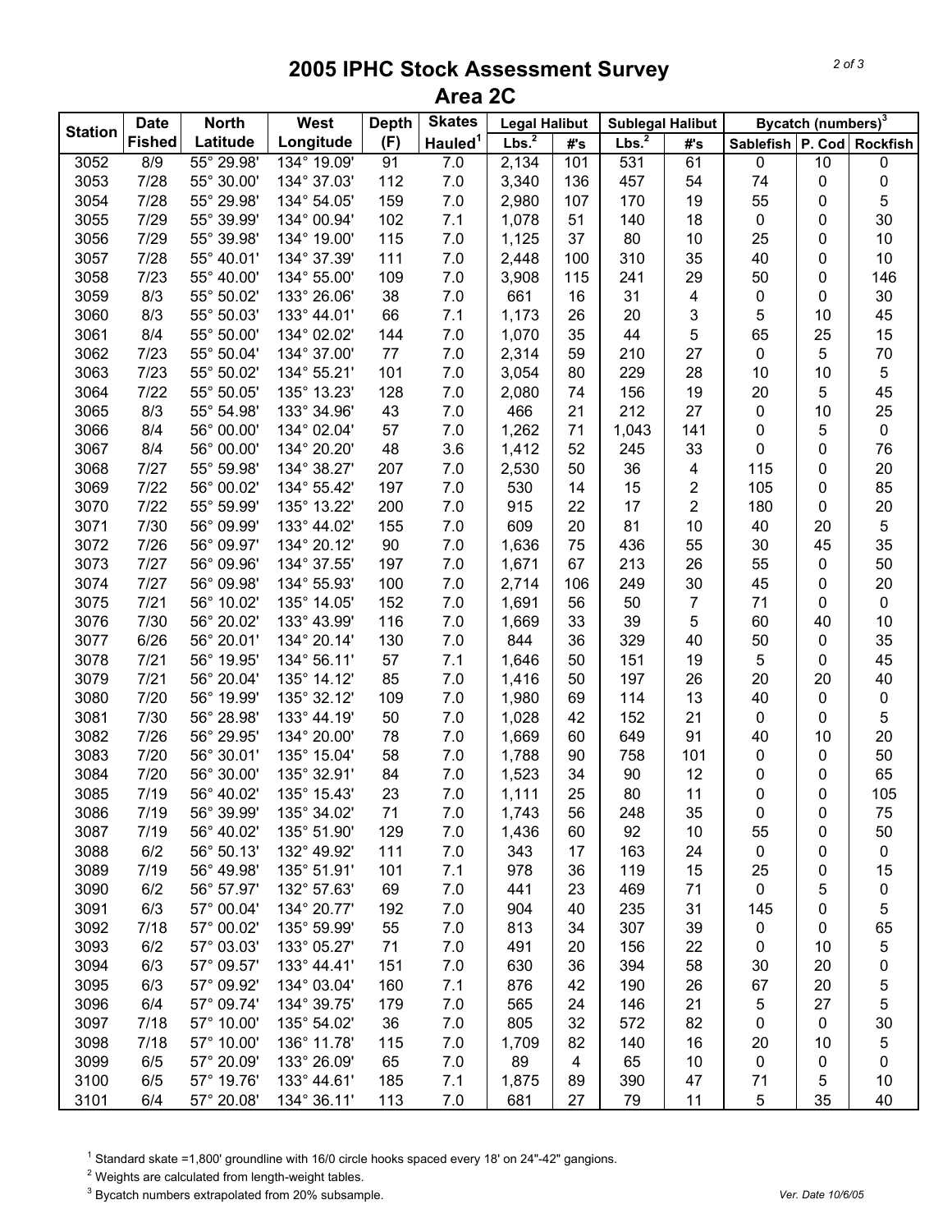# 2005 IPHC Stock Assessment Survey
## Area 2C

| Station | Date | North | West | Depth | Skates | Legal Halibut | | Sublegal Halibut | | Bycatch (numbers)[3] | | |
|---|---|---|---|---|---|---|---|---|---|---|---|---|
| | Fished | Latitude | Longitude | (F) | Hauled[1] | Lbs.[2] | #'s | Lbs.[2] | #'s | Sablefish | P. Cod | Rockfish |
| 3052 | 8/9 | 55° 29.98' | 134° 19.09' | 91 | 7.0 | 2,134 | 101 | 531 | 61 | 0 | 10 | 0 |
| 3053 | 7/28 | 55° 30.00' | 134° 37.03' | 112 | 7.0 | 3,340 | 136 | 457 | 54 | 74 | 0 | 0 |
| 3054 | 7/28 | 55° 29.98' | 134° 54.05' | 159 | 7.0 | 2,980 | 107 | 170 | 19 | 55 | 0 | 5 |
| 3055 | 7/29 | 55° 39.99' | 134° 00.94' | 102 | 7.1 | 1,078 | 51 | 140 | 18 | 0 | 0 | 30 |
| 3056 | 7/29 | 55° 39.98' | 134° 19.00' | 115 | 7.0 | 1,125 | 37 | 80 | 10 | 25 | 0 | 10 |
| 3057 | 7/28 | 55° 40.01' | 134° 37.39' | 111 | 7.0 | 2,448 | 100 | 310 | 35 | 40 | 0 | 10 |
| 3058 | 7/23 | 55° 40.00' | 134° 55.00' | 109 | 7.0 | 3,908 | 115 | 241 | 29 | 50 | 0 | 146 |
| 3059 | 8/3 | 55° 50.02' | 133° 26.06' | 38 | 7.0 | 661 | 16 | 31 | 4 | 0 | 0 | 30 |
| 3060 | 8/3 | 55° 50.03' | 133° 44.01' | 66 | 7.1 | 1,173 | 26 | 20 | 3 | 5 | 10 | 45 |
| 3061 | 8/4 | 55° 50.00' | 134° 02.02' | 144 | 7.0 | 1,070 | 35 | 44 | 5 | 65 | 25 | 15 |
| 3062 | 7/23 | 55° 50.04' | 134° 37.00' | 77 | 7.0 | 2,314 | 59 | 210 | 27 | 0 | 5 | 70 |
| 3063 | 7/23 | 55° 50.02' | 134° 55.21' | 101 | 7.0 | 3,054 | 80 | 229 | 28 | 10 | 10 | 5 |
| 3064 | 7/22 | 55° 50.05' | 135° 13.23' | 128 | 7.0 | 2,080 | 74 | 156 | 19 | 20 | 5 | 45 |
| 3065 | 8/3 | 55° 54.98' | 133° 34.96' | 43 | 7.0 | 466 | 21 | 212 | 27 | 0 | 10 | 25 |
| 3066 | 8/4 | 56° 00.00' | 134° 02.04' | 57 | 7.0 | 1,262 | 71 | 1,043 | 141 | 0 | 5 | 0 |
| 3067 | 8/4 | 56° 00.00' | 134° 20.20' | 48 | 3.6 | 1,412 | 52 | 245 | 33 | 0 | 0 | 76 |
| 3068 | 7/27 | 55° 59.98' | 134° 38.27' | 207 | 7.0 | 2,530 | 50 | 36 | 4 | 115 | 0 | 20 |
| 3069 | 7/22 | 56° 00.02' | 134° 55.42' | 197 | 7.0 | 530 | 14 | 15 | 2 | 105 | 0 | 85 |
| 3070 | 7/22 | 55° 59.99' | 135° 13.22' | 200 | 7.0 | 915 | 22 | 17 | 2 | 180 | 0 | 20 |
| 3071 | 7/30 | 56° 09.99' | 133° 44.02' | 155 | 7.0 | 609 | 20 | 81 | 10 | 40 | 20 | 5 |
| 3072 | 7/26 | 56° 09.97' | 134° 20.12' | 90 | 7.0 | 1,636 | 75 | 436 | 55 | 30 | 45 | 35 |
| 3073 | 7/27 | 56° 09.96' | 134° 37.55' | 197 | 7.0 | 1,671 | 67 | 213 | 26 | 55 | 0 | 50 |
| 3074 | 7/27 | 56° 09.98' | 134° 55.93' | 100 | 7.0 | 2,714 | 106 | 249 | 30 | 45 | 0 | 20 |
| 3075 | 7/21 | 56° 10.02' | 135° 14.05' | 152 | 7.0 | 1,691 | 56 | 50 | 7 | 71 | 0 | 0 |
| 3076 | 7/30 | 56° 20.02' | 133° 43.99' | 116 | 7.0 | 1,669 | 33 | 39 | 5 | 60 | 40 | 10 |
| 3077 | 6/26 | 56° 20.01' | 134° 20.14' | 130 | 7.0 | 844 | 36 | 329 | 40 | 50 | 0 | 35 |
| 3078 | 7/21 | 56° 19.95' | 134° 56.11' | 57 | 7.1 | 1,646 | 50 | 151 | 19 | 5 | 0 | 45 |
| 3079 | 7/21 | 56° 20.04' | 135° 14.12' | 85 | 7.0 | 1,416 | 50 | 197 | 26 | 20 | 20 | 40 |
| 3080 | 7/20 | 56° 19.99' | 135° 32.12' | 109 | 7.0 | 1,980 | 69 | 114 | 13 | 40 | 0 | 0 |
| 3081 | 7/30 | 56° 28.98' | 133° 44.19' | 50 | 7.0 | 1,028 | 42 | 152 | 21 | 0 | 0 | 5 |
| 3082 | 7/26 | 56° 29.95' | 134° 20.00' | 78 | 7.0 | 1,669 | 60 | 649 | 91 | 40 | 10 | 20 |
| 3083 | 7/20 | 56° 30.01' | 135° 15.04' | 58 | 7.0 | 1,788 | 90 | 758 | 101 | 0 | 0 | 50 |
| 3084 | 7/20 | 56° 30.00' | 135° 32.91' | 84 | 7.0 | 1,523 | 34 | 90 | 12 | 0 | 0 | 65 |
| 3085 | 7/19 | 56° 40.02' | 135° 15.43' | 23 | 7.0 | 1,111 | 25 | 80 | 11 | 0 | 0 | 105 |
| 3086 | 7/19 | 56° 39.99' | 135° 34.02' | 71 | 7.0 | 1,743 | 56 | 248 | 35 | 0 | 0 | 75 |
| 3087 | 7/19 | 56° 40.02' | 135° 51.90' | 129 | 7.0 | 1,436 | 60 | 92 | 10 | 55 | 0 | 50 |
| 3088 | 6/2 | 56° 50.13' | 132° 49.92' | 111 | 7.0 | 343 | 17 | 163 | 24 | 0 | 0 | 0 |
| 3089 | 7/19 | 56° 49.98' | 135° 51.91' | 101 | 7.1 | 978 | 36 | 119 | 15 | 25 | 0 | 15 |
| 3090 | 6/2 | 56° 57.97' | 132° 57.63' | 69 | 7.0 | 441 | 23 | 469 | 71 | 0 | 5 | 0 |
| 3091 | 6/3 | 57° 00.04' | 134° 20.77' | 192 | 7.0 | 904 | 40 | 235 | 31 | 145 | 0 | 5 |
| 3092 | 7/18 | 57° 00.02' | 135° 59.99' | 55 | 7.0 | 813 | 34 | 307 | 39 | 0 | 0 | 65 |
| 3093 | 6/2 | 57° 03.03' | 133° 05.27' | 71 | 7.0 | 491 | 20 | 156 | 22 | 0 | 10 | 5 |
| 3094 | 6/3 | 57° 09.57' | 133° 44.41' | 151 | 7.0 | 630 | 36 | 394 | 58 | 30 | 20 | 0 |
| 3095 | 6/3 | 57° 09.92' | 134° 03.04' | 160 | 7.1 | 876 | 42 | 190 | 26 | 67 | 20 | 5 |
| 3096 | 6/4 | 57° 09.74' | 134° 39.75' | 179 | 7.0 | 565 | 24 | 146 | 21 | 5 | 27 | 5 |
| 3097 | 7/18 | 57° 10.00' | 135° 54.02' | 36 | 7.0 | 805 | 32 | 572 | 82 | 0 | 0 | 30 |
| 3098 | 7/18 | 57° 10.00' | 136° 11.78' | 115 | 7.0 | 1,709 | 82 | 140 | 16 | 20 | 10 | 5 |
| 3099 | 6/5 | 57° 20.09' | 133° 26.09' | 65 | 7.0 | 89 | 4 | 65 | 10 | 0 | 0 | 0 |
| 3100 | 6/5 | 57° 19.76' | 133° 44.61' | 185 | 7.1 | 1,875 | 89 | 390 | 47 | 71 | 5 | 10 |
| 3101 | 6/4 | 57° 20.08' | 134° 36.11' | 113 | 7.0 | 681 | 27 | 79 | 11 | 5 | 35 | 40 |

[1] Standard skate =1,800' groundline with 16/0 circle hooks spaced every 18' on 24"-42" gangions.

[2] Weights are calculated from length-weight tables.

[3] Bycatch numbers extrapolated from 20% subsample.

Ver. Date 10/6/05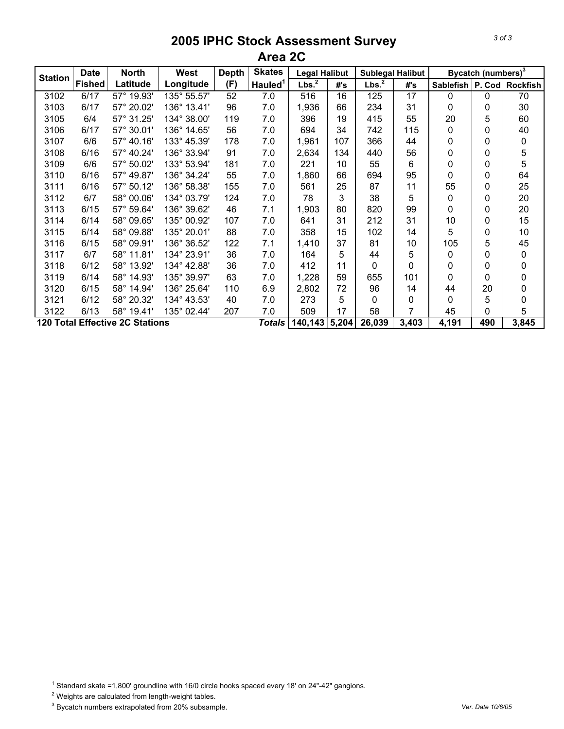# 2005 IPHC Stock Assessment Survey
## Area 2C

| Station | Date Fished | North Latitude | West Longitude | Depth (F) | Skates Hauled[1] | Legal Halibut | | Sublegal Halibut | | Bycatch (numbers)[3] | | |
|---|---|---|---|---|---|---|---|---|---|---|---|---|
| | | | | | | Lbs.[2] | #'s | Lbs.[2] | #'s | Sablefish | P. Cod | Rockfish |
| 3102 | 6/17 | 57° 19.93' | 135° 55.57' | 52 | 7.0 | 516 | 16 | 125 | 17 | 0 | 0 | 70 |
| 3103 | 6/17 | 57° 20.02' | 136° 13.41' | 96 | 7.0 | 1,936 | 66 | 234 | 31 | 0 | 0 | 30 |
| 3105 | 6/4 | 57° 31.25' | 134° 38.00' | 119 | 7.0 | 396 | 19 | 415 | 55 | 20 | 5 | 60 |
| 3106 | 6/17 | 57° 30.01' | 136° 14.65' | 56 | 7.0 | 694 | 34 | 742 | 115 | 0 | 0 | 40 |
| 3107 | 6/6 | 57° 40.16' | 133° 45.39' | 178 | 7.0 | 1,961 | 107 | 366 | 44 | 0 | 0 | 0 |
| 3108 | 6/16 | 57° 40.24' | 136° 33.94' | 91 | 7.0 | 2,634 | 134 | 440 | 56 | 0 | 0 | 5 |
| 3109 | 6/6 | 57° 50.02' | 133° 53.94' | 181 | 7.0 | 221 | 10 | 55 | 6 | 0 | 0 | 5 |
| 3110 | 6/16 | 57° 49.87' | 136° 34.24' | 55 | 7.0 | 1,860 | 66 | 694 | 95 | 0 | 0 | 64 |
| 3111 | 6/16 | 57° 50.12' | 136° 58.38' | 155 | 7.0 | 561 | 25 | 87 | 11 | 55 | 0 | 25 |
| 3112 | 6/7 | 58° 00.06' | 134° 03.79' | 124 | 7.0 | 78 | 3 | 38 | 5 | 0 | 0 | 20 |
| 3113 | 6/15 | 57° 59.64' | 136° 39.62' | 46 | 7.1 | 1,903 | 80 | 820 | 99 | 0 | 0 | 20 |
| 3114 | 6/14 | 58° 09.65' | 135° 00.92' | 107 | 7.0 | 641 | 31 | 212 | 31 | 10 | 0 | 15 |
| 3115 | 6/14 | 58° 09.88' | 135° 20.01' | 88 | 7.0 | 358 | 15 | 102 | 14 | 5 | 0 | 10 |
| 3116 | 6/15 | 58° 09.91' | 136° 36.52' | 122 | 7.1 | 1,410 | 37 | 81 | 10 | 105 | 5 | 45 |
| 3117 | 6/7 | 58° 11.81' | 134° 23.91' | 36 | 7.0 | 164 | 5 | 44 | 5 | 0 | 0 | 0 |
| 3118 | 6/12 | 58° 13.92' | 134° 42.88' | 36 | 7.0 | 412 | 11 | 0 | 0 | 0 | 0 | 0 |
| 3119 | 6/14 | 58° 14.93' | 135° 39.97' | 63 | 7.0 | 1,228 | 59 | 655 | 101 | 0 | 0 | 0 |
| 3120 | 6/15 | 58° 14.94' | 136° 25.64' | 110 | 6.9 | 2,802 | 72 | 96 | 14 | 44 | 20 | 0 |
| 3121 | 6/12 | 58° 20.32' | 134° 43.53' | 40 | 7.0 | 273 | 5 | 0 | 0 | 0 | 5 | 0 |
| 3122 | 6/13 | 58° 19.41' | 135° 02.44' | 207 | 7.0 | 509 | 17 | 58 | 7 | 45 | 0 | 5 |
| **120 Total Effective 2C Stations** | | | | | ***Totals*** | **140,143** | **5,204** | **26,039** | **3,403** | **4,191** | **490** | **3,845** |

[1] Standard skate =1,800' groundline with 16/0 circle hooks spaced every 18' on 24"-42" gangions.

[2] Weights are calculated from length-weight tables.

[3] Bycatch numbers extrapolated from 20% subsample.

*Ver. Date 10/6/05*